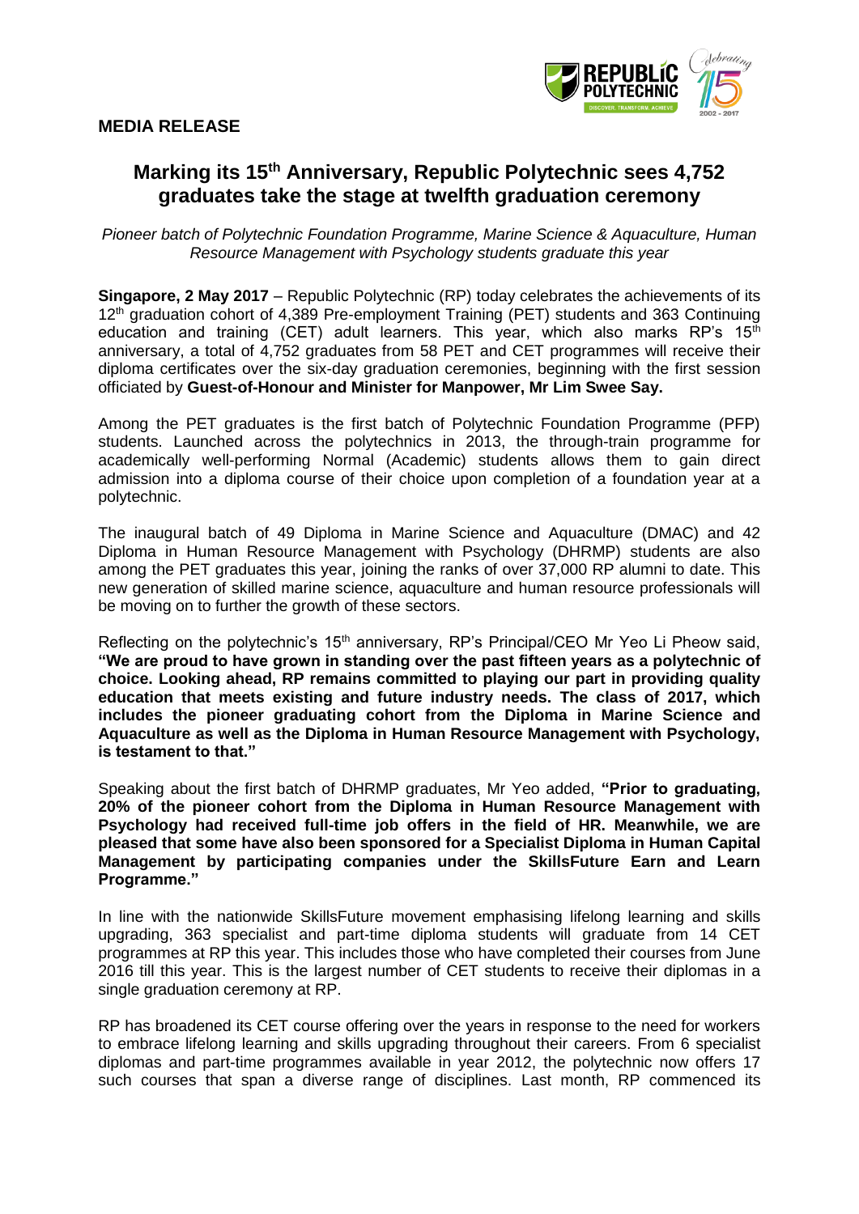**MEDIA RELEASE**

# Marking its 15th Anniversary, Republic Polytechnic sees 4,752 graduates take the stage at twelfth graduation ceremony

*Pioneer batch of Polytechnic Foundation Programme, Marine Science & Aquaculture, Human Resource Management with Psychology students graduate this year*

**Singapore, 2 May 2017** – Republic Polytechnic (RP) today celebrates the achievements of its 12th graduation cohort of 4,389 Pre-employment Training (PET) students and 363 Continuing education and training (CET) adult learners. This year, which also marks RP's 15th anniversary, a total of 4,752 graduates from 58 PET and CET programmes will receive their diploma certificates over the six-day graduation ceremonies, beginning with the first session officiated by **Guest-of-Honour and Minister for Manpower, Mr Lim Swee Say.**

Among the PET graduates is the first batch of Polytechnic Foundation Programme (PFP) students. Launched across the polytechnics in 2013, the through-train programme for academically well-performing Normal (Academic) students allows them to gain direct admission into a diploma course of their choice upon completion of a foundation year at a polytechnic.

The inaugural batch of 49 Diploma in Marine Science and Aquaculture (DMAC) and 42 Diploma in Human Resource Management with Psychology (DHRMP) students are also among the PET graduates this year, joining the ranks of over 37,000 RP alumni to date. This new generation of skilled marine science, aquaculture and human resource professionals will be moving on to further the growth of these sectors.

Reflecting on the polytechnic's 15th anniversary, RP's Principal/CEO Mr Yeo Li Pheow said, **"We are proud to have grown in standing over the past fifteen years as a polytechnic of choice. Looking ahead, RP remains committed to playing our part in providing quality education that meets existing and future industry needs. The class of 2017, which includes the pioneer graduating cohort from the Diploma in Marine Science and Aquaculture as well as the Diploma in Human Resource Management with Psychology, is testament to that."**

Speaking about the first batch of DHRMP graduates, Mr Yeo added, **"Prior to graduating, 20% of the pioneer cohort from the Diploma in Human Resource Management with Psychology had received full-time job offers in the field of HR. Meanwhile, we are pleased that some have also been sponsored for a Specialist Diploma in Human Capital Management by participating companies under the SkillsFuture Earn and Learn Programme."**

In line with the nationwide SkillsFuture movement emphasising lifelong learning and skills upgrading, 363 specialist and part-time diploma students will graduate from 14 CET programmes at RP this year. This includes those who have completed their courses from June 2016 till this year. This is the largest number of CET students to receive their diplomas in a single graduation ceremony at RP.

RP has broadened its CET course offering over the years in response to the need for workers to embrace lifelong learning and skills upgrading throughout their careers. From 6 specialist diplomas and part-time programmes available in year 2012, the polytechnic now offers 17 such courses that span a diverse range of disciplines. Last month, RP commenced its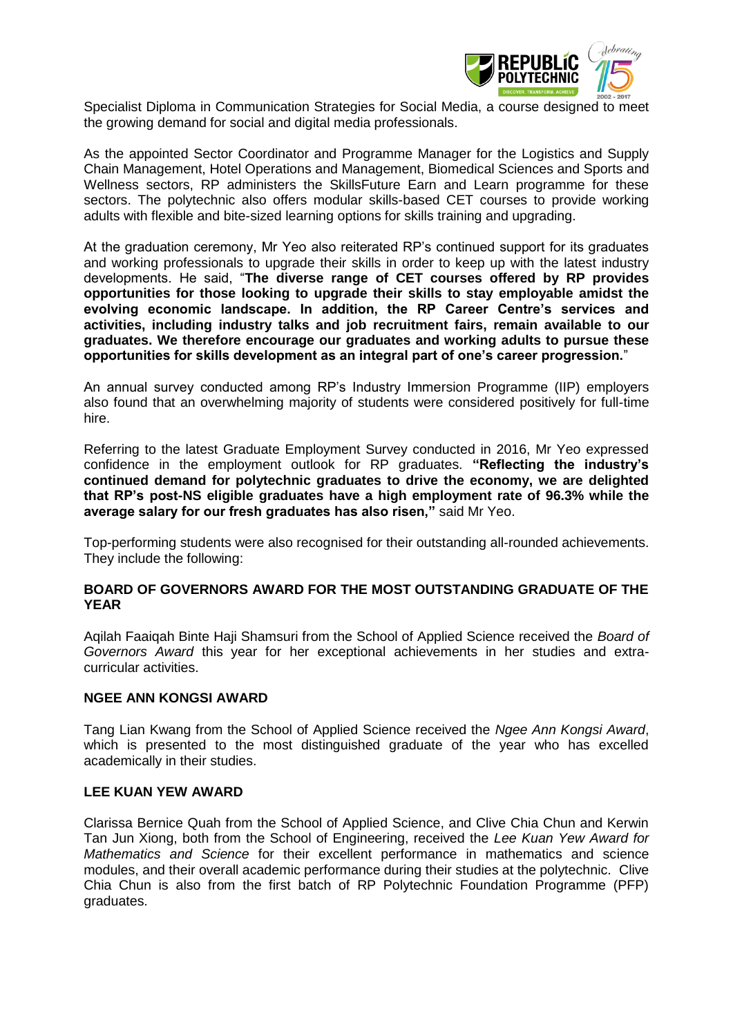Specialist Diploma in Communication Strategies for Social Media, a course designed to meet the growing demand for social and digital media professionals.

As the appointed Sector Coordinator and Programme Manager for the Logistics and Supply Chain Management, Hotel Operations and Management, Biomedical Sciences and Sports and Wellness sectors, RP administers the SkillsFuture Earn and Learn programme for these sectors. The polytechnic also offers modular skills-based CET courses to provide working adults with flexible and bite-sized learning options for skills training and upgrading.

At the graduation ceremony, Mr Yeo also reiterated RP's continued support for its graduates and working professionals to upgrade their skills in order to keep up with the latest industry developments. He said, "**The diverse range of CET courses offered by RP provides opportunities for those looking to upgrade their skills to stay employable amidst the evolving economic landscape. In addition, the RP Career Centre's services and activities, including industry talks and job recruitment fairs, remain available to our graduates. We therefore encourage our graduates and working adults to pursue these opportunities for skills development as an integral part of one's career progression.**"

An annual survey conducted among RP's Industry Immersion Programme (IIP) employers also found that an overwhelming majority of students were considered positively for full-time hire.

Referring to the latest Graduate Employment Survey conducted in 2016, Mr Yeo expressed confidence in the employment outlook for RP graduates. **"Reflecting the industry's continued demand for polytechnic graduates to drive the economy, we are delighted that RP's post-NS eligible graduates have a high employment rate of 96.3% while the average salary for our fresh graduates has also risen,"** said Mr Yeo.

Top-performing students were also recognised for their outstanding all-rounded achievements. They include the following:

**BOARD OF GOVERNORS AWARD FOR THE MOST OUTSTANDING GRADUATE OF THE YEAR**

Aqilah Faaiqah Binte Haji Shamsuri from the School of Applied Science received the *Board of Governors Award* this year for her exceptional achievements in her studies and extra-curricular activities.

**NGEE ANN KONGSI AWARD**

Tang Lian Kwang from the School of Applied Science received the *Ngee Ann Kongsi Award*, which is presented to the most distinguished graduate of the year who has excelled academically in their studies.

**LEE KUAN YEW AWARD**

Clarissa Bernice Quah from the School of Applied Science, and Clive Chia Chun and Kerwin Tan Jun Xiong, both from the School of Engineering, received the *Lee Kuan Yew Award for Mathematics and Science* for their excellent performance in mathematics and science modules, and their overall academic performance during their studies at the polytechnic. Clive Chia Chun is also from the first batch of RP Polytechnic Foundation Programme (PFP) graduates.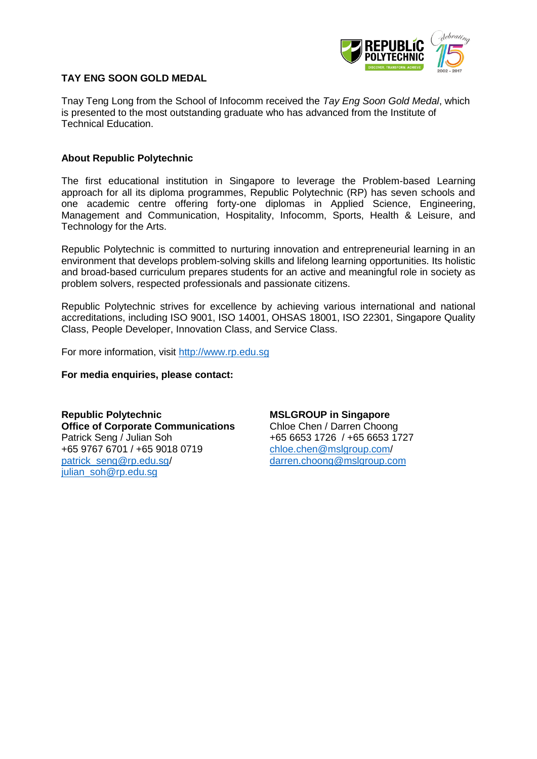**TAY ENG SOON GOLD MEDAL**

Tnay Teng Long from the School of Infocomm received the *Tay Eng Soon Gold Medal*, which is presented to the most outstanding graduate who has advanced from the Institute of Technical Education.

**About Republic Polytechnic**

The first educational institution in Singapore to leverage the Problem-based Learning approach for all its diploma programmes, Republic Polytechnic (RP) has seven schools and one academic centre offering forty-one diplomas in Applied Science, Engineering, Management and Communication, Hospitality, Infocomm, Sports, Health & Leisure, and Technology for the Arts.

Republic Polytechnic is committed to nurturing innovation and entrepreneurial learning in an environment that develops problem-solving skills and lifelong learning opportunities. Its holistic and broad-based curriculum prepares students for an active and meaningful role in society as problem solvers, respected professionals and passionate citizens.

Republic Polytechnic strives for excellence by achieving various international and national accreditations, including ISO 9001, ISO 14001, OHSAS 18001, ISO 22301, Singapore Quality Class, People Developer, Innovation Class, and Service Class.

For more information, visit http://www.rp.edu.sg

**For media enquiries, please contact:**

**Republic Polytechnic**
**Office of Corporate Communications**
Patrick Seng / Julian Soh
+65 9767 6701 / +65 9018 0719
patrick_seng@rp.edu.sg/
julian_soh@rp.edu.sg

**MSLGROUP in Singapore**
Chloe Chen / Darren Choong
+65 6653 1726 / +65 6653 1727
chloe.chen@mslgroup.com/
darren.choong@mslgroup.com